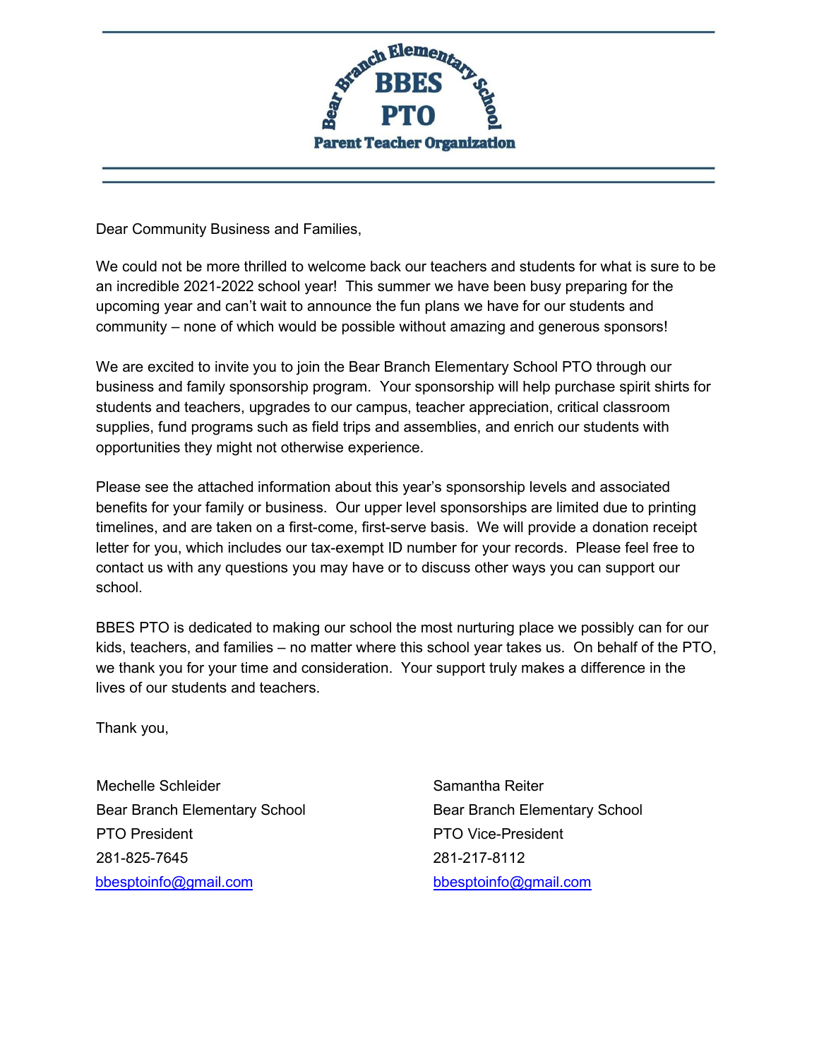# Bear Branch Elementary School

# BBES PTO

## Parent Teacher Organization

Dear Community Business and Families,

We could not be more thrilled to welcome back our teachers and students for what is sure to be an incredible 2021-2022 school year! This summer we have been busy preparing for the upcoming year and can't wait to announce the fun plans we have for our students and community – none of which would be possible without amazing and generous sponsors!

We are excited to invite you to join the Bear Branch Elementary School PTO through our business and family sponsorship program. Your sponsorship will help purchase spirit shirts for students and teachers, upgrades to our campus, teacher appreciation, critical classroom supplies, fund programs such as field trips and assemblies, and enrich our students with opportunities they might not otherwise experience.

Please see the attached information about this year's sponsorship levels and associated benefits for your family or business. Our upper level sponsorships are limited due to printing timelines, and are taken on a first-come, first-serve basis. We will provide a donation receipt letter for you, which includes our tax-exempt ID number for your records. Please feel free to contact us with any questions you may have or to discuss other ways you can support our school.

BBES PTO is dedicated to making our school the most nurturing place we possibly can for our kids, teachers, and families – no matter where this school year takes us. On behalf of the PTO, we thank you for your time and consideration. Your support truly makes a difference in the lives of our students and teachers.

Thank you,

Mechelle Schleider
Bear Branch Elementary School
PTO President
281-825-7645
bbesptoinfo@gmail.com

Samantha Reiter
Bear Branch Elementary School
PTO Vice-President
281-217-8112
bbesptoinfo@gmail.com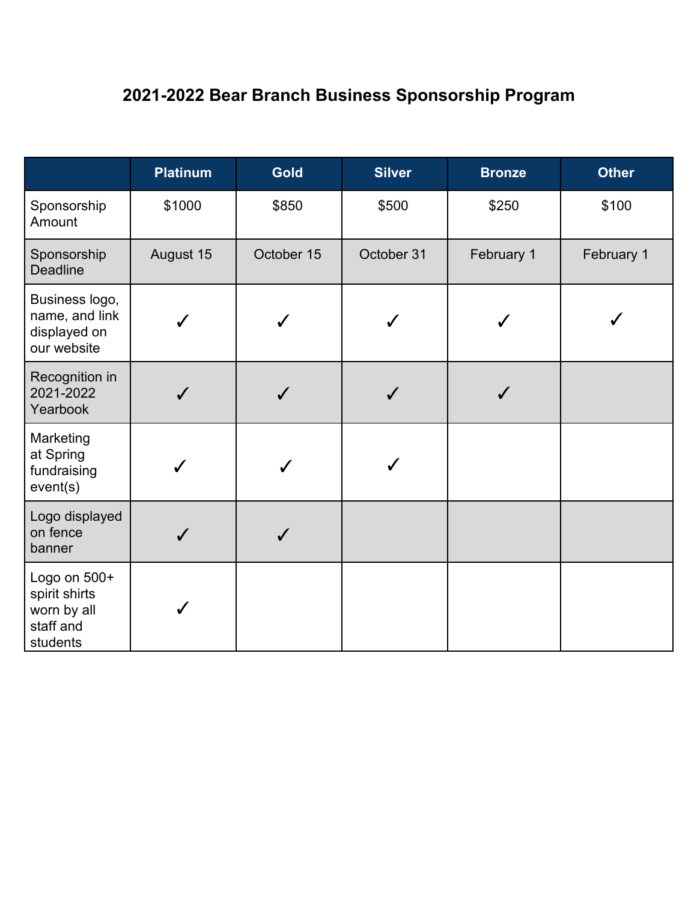# 2021-2022 Bear Branch Business Sponsorship Program

| | Platinum | Gold | Silver | Bronze | Other |
|---|---|---|---|---|---|
| Sponsorship Amount | $1000 | $850 | $500 | $250 | $100 |
| Sponsorship Deadline | August 15 | October 15 | October 31 | February 1 | February 1 |
| Business logo, name, and link displayed on our website | ✓ | ✓ | ✓ | ✓ | ✓ |
| Recognition in 2021-2022 Yearbook | ✓ | ✓ | ✓ | ✓ | |
| Marketing at Spring fundraising event(s) | ✓ | ✓ | ✓ | | |
| Logo displayed on fence banner | ✓ | ✓ | | | |
| Logo on 500+ spirit shirts worn by all staff and students | ✓ | | | | |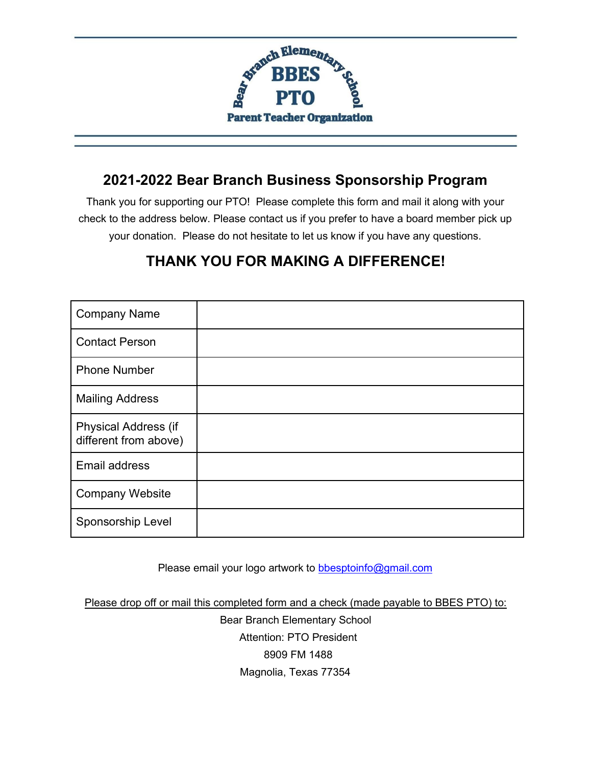Bear Branch Elementary School

BBES PTO

Parent Teacher Organization

## 2021-2022 Bear Branch Business Sponsorship Program

Thank you for supporting our PTO! Please complete this form and mail it along with your check to the address below. Please contact us if you prefer to have a board member pick up your donation. Please do not hesitate to let us know if you have any questions.

## THANK YOU FOR MAKING A DIFFERENCE!

| | |
|---|---|
| Company Name | |
| Contact Person | |
| Phone Number | |
| Mailing Address | |
| Physical Address (if different from above) | |
| Email address | |
| Company Website | |
| Sponsorship Level | |

Please email your logo artwork to bbesptoinfo@gmail.com

Please drop off or mail this completed form and a check (made payable to BBES PTO) to:

Bear Branch Elementary School
Attention: PTO President
8909 FM 1488
Magnolia, Texas 77354